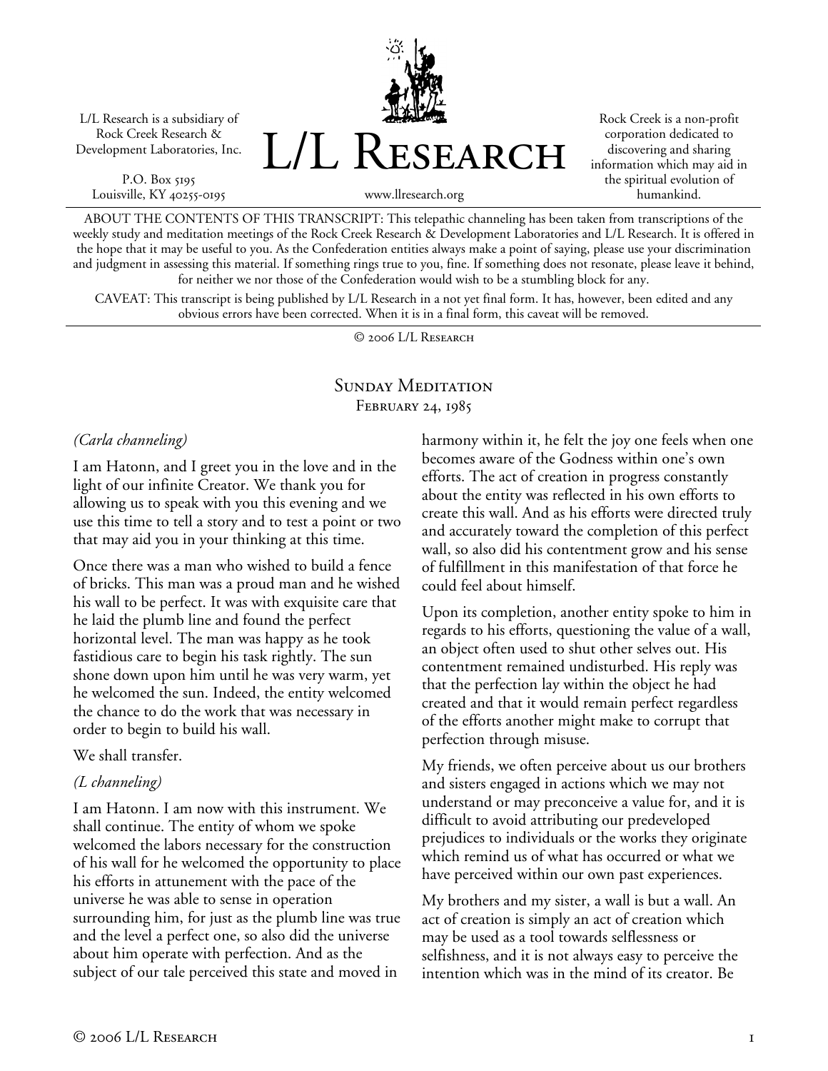L/L Research is a subsidiary of Rock Creek Research & Development Laboratories, Inc.

P.O. Box 5195
Louisville, KY 40255-0195

# L/L Research

www.llresearch.org

Rock Creek is a non-profit corporation dedicated to discovering and sharing information which may aid in the spiritual evolution of humankind.

ABOUT THE CONTENTS OF THIS TRANSCRIPT: This telepathic channeling has been taken from transcriptions of the weekly study and meditation meetings of the Rock Creek Research & Development Laboratories and L/L Research. It is offered in the hope that it may be useful to you. As the Confederation entities always make a point of saying, please use your discrimination and judgment in assessing this material. If something rings true to you, fine. If something does not resonate, please leave it behind, for neither we nor those of the Confederation would wish to be a stumbling block for any.

CAVEAT: This transcript is being published by L/L Research in a not yet final form. It has, however, been edited and any obvious errors have been corrected. When it is in a final form, this caveat will be removed.

© 2006 L/L Research

## Sunday Meditation
February 24, 1985

*(Carla channeling)*

I am Hatonn, and I greet you in the love and in the light of our infinite Creator. We thank you for allowing us to speak with you this evening and we use this time to tell a story and to test a point or two that may aid you in your thinking at this time.

Once there was a man who wished to build a fence of bricks. This man was a proud man and he wished his wall to be perfect. It was with exquisite care that he laid the plumb line and found the perfect horizontal level. The man was happy as he took fastidious care to begin his task rightly. The sun shone down upon him until he was very warm, yet he welcomed the sun. Indeed, the entity welcomed the chance to do the work that was necessary in order to begin to build his wall.

We shall transfer.

*(L channeling)*

I am Hatonn. I am now with this instrument. We shall continue. The entity of whom we spoke welcomed the labors necessary for the construction of his wall for he welcomed the opportunity to place his efforts in attunement with the pace of the universe he was able to sense in operation surrounding him, for just as the plumb line was true and the level a perfect one, so also did the universe about him operate with perfection. And as the subject of our tale perceived this state and moved in harmony within it, he felt the joy one feels when one becomes aware of the Godness within one's own efforts. The act of creation in progress constantly about the entity was reflected in his own efforts to create this wall. And as his efforts were directed truly and accurately toward the completion of this perfect wall, so also did his contentment grow and his sense of fulfillment in this manifestation of that force he could feel about himself.

Upon its completion, another entity spoke to him in regards to his efforts, questioning the value of a wall, an object often used to shut other selves out. His contentment remained undisturbed. His reply was that the perfection lay within the object he had created and that it would remain perfect regardless of the efforts another might make to corrupt that perfection through misuse.

My friends, we often perceive about us our brothers and sisters engaged in actions which we may not understand or may preconceive a value for, and it is difficult to avoid attributing our predeveloped prejudices to individuals or the works they originate which remind us of what has occurred or what we have perceived within our own past experiences.

My brothers and my sister, a wall is but a wall. An act of creation is simply an act of creation which may be used as a tool towards selflessness or selfishness, and it is not always easy to perceive the intention which was in the mind of its creator. Be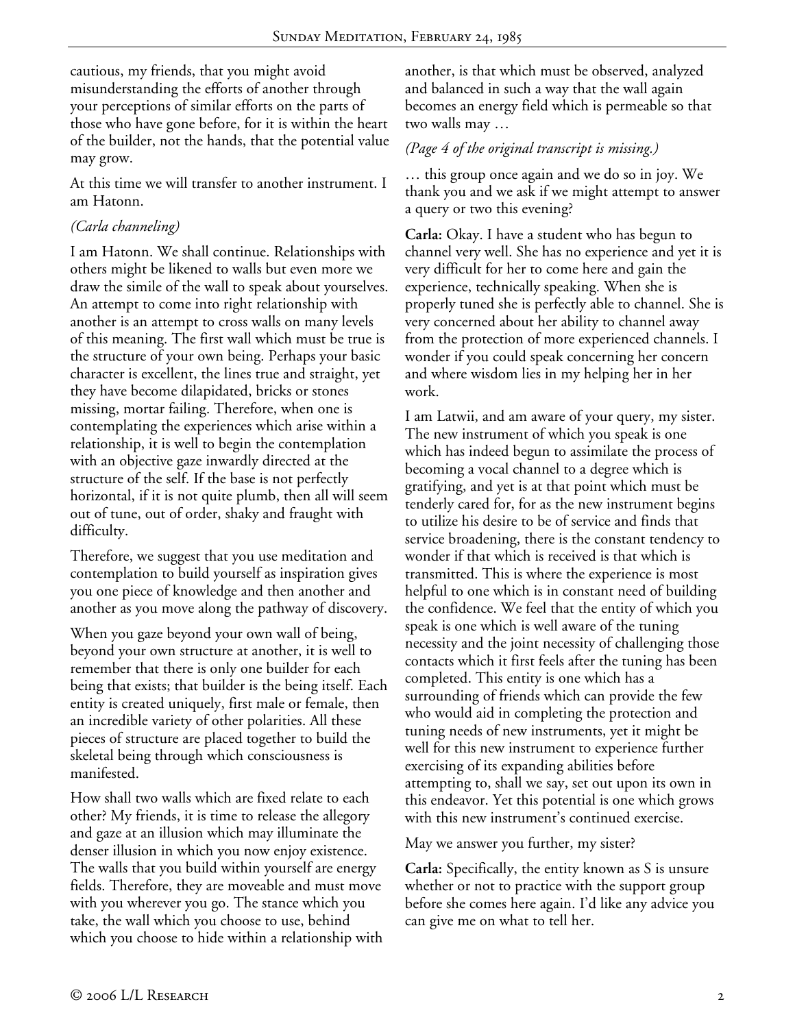cautious, my friends, that you might avoid misunderstanding the efforts of another through your perceptions of similar efforts on the parts of those who have gone before, for it is within the heart of the builder, not the hands, that the potential value may grow.

At this time we will transfer to another instrument. I am Hatonn.

*(Carla channeling)*

I am Hatonn. We shall continue. Relationships with others might be likened to walls but even more we draw the simile of the wall to speak about yourselves. An attempt to come into right relationship with another is an attempt to cross walls on many levels of this meaning. The first wall which must be true is the structure of your own being. Perhaps your basic character is excellent, the lines true and straight, yet they have become dilapidated, bricks or stones missing, mortar failing. Therefore, when one is contemplating the experiences which arise within a relationship, it is well to begin the contemplation with an objective gaze inwardly directed at the structure of the self. If the base is not perfectly horizontal, if it is not quite plumb, then all will seem out of tune, out of order, shaky and fraught with difficulty.

Therefore, we suggest that you use meditation and contemplation to build yourself as inspiration gives you one piece of knowledge and then another and another as you move along the pathway of discovery.

When you gaze beyond your own wall of being, beyond your own structure at another, it is well to remember that there is only one builder for each being that exists; that builder is the being itself. Each entity is created uniquely, first male or female, then an incredible variety of other polarities. All these pieces of structure are placed together to build the skeletal being through which consciousness is manifested.

How shall two walls which are fixed relate to each other? My friends, it is time to release the allegory and gaze at an illusion which may illuminate the denser illusion in which you now enjoy existence. The walls that you build within yourself are energy fields. Therefore, they are moveable and must move with you wherever you go. The stance which you take, the wall which you choose to use, behind which you choose to hide within a relationship with another, is that which must be observed, analyzed and balanced in such a way that the wall again becomes an energy field which is permeable so that two walls may …

*(Page 4 of the original transcript is missing.)*

… this group once again and we do so in joy. We thank you and we ask if we might attempt to answer a query or two this evening?

**Carla:** Okay. I have a student who has begun to channel very well. She has no experience and yet it is very difficult for her to come here and gain the experience, technically speaking. When she is properly tuned she is perfectly able to channel. She is very concerned about her ability to channel away from the protection of more experienced channels. I wonder if you could speak concerning her concern and where wisdom lies in my helping her in her work.

I am Latwii, and am aware of your query, my sister. The new instrument of which you speak is one which has indeed begun to assimilate the process of becoming a vocal channel to a degree which is gratifying, and yet is at that point which must be tenderly cared for, for as the new instrument begins to utilize his desire to be of service and finds that service broadening, there is the constant tendency to wonder if that which is received is that which is transmitted. This is where the experience is most helpful to one which is in constant need of building the confidence. We feel that the entity of which you speak is one which is well aware of the tuning necessity and the joint necessity of challenging those contacts which it first feels after the tuning has been completed. This entity is one which has a surrounding of friends which can provide the few who would aid in completing the protection and tuning needs of new instruments, yet it might be well for this new instrument to experience further exercising of its expanding abilities before attempting to, shall we say, set out upon its own in this endeavor. Yet this potential is one which grows with this new instrument's continued exercise.

May we answer you further, my sister?

**Carla:** Specifically, the entity known as S is unsure whether or not to practice with the support group before she comes here again. I'd like any advice you can give me on what to tell her.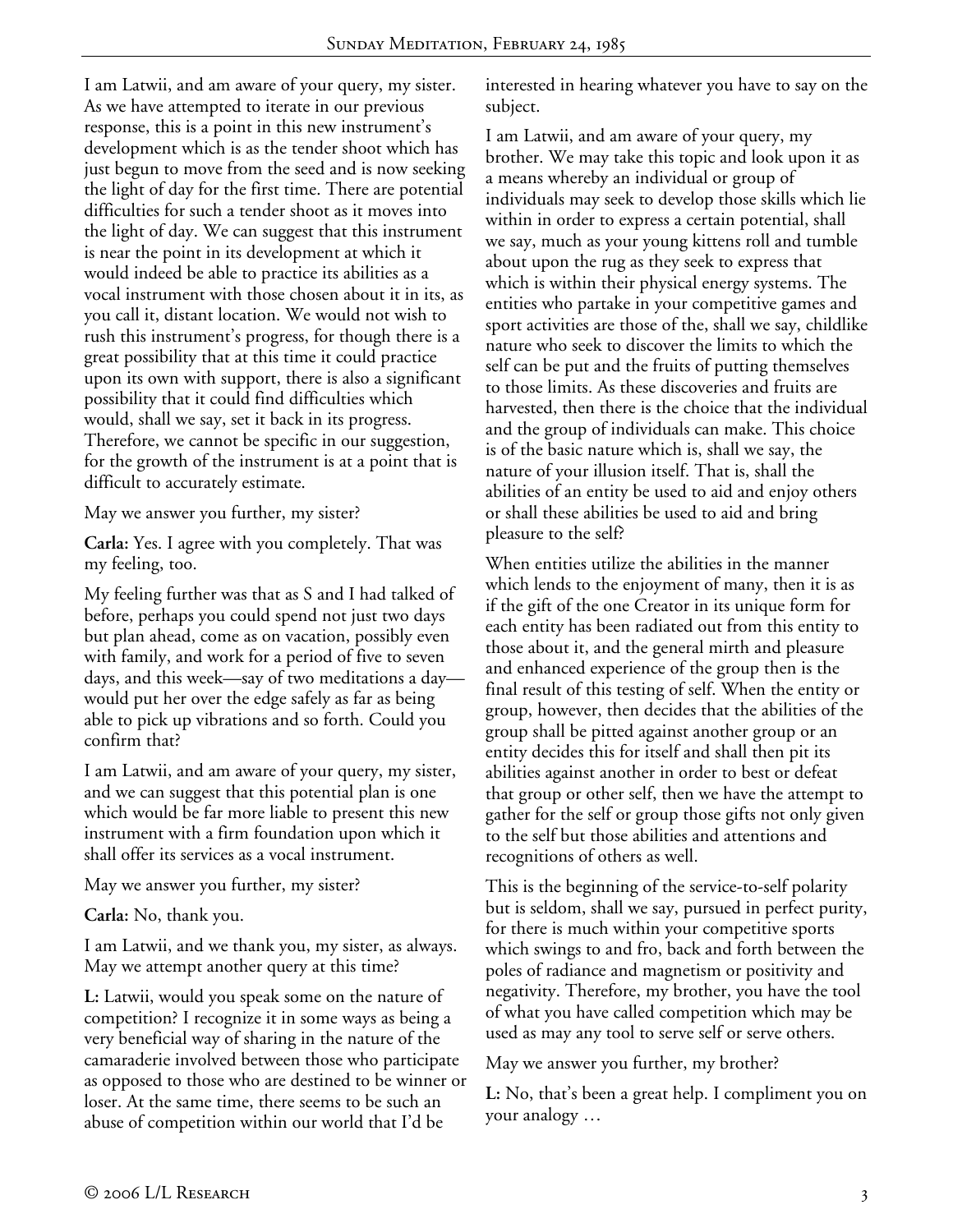I am Latwii, and am aware of your query, my sister. As we have attempted to iterate in our previous response, this is a point in this new instrument's development which is as the tender shoot which has just begun to move from the seed and is now seeking the light of day for the first time. There are potential difficulties for such a tender shoot as it moves into the light of day. We can suggest that this instrument is near the point in its development at which it would indeed be able to practice its abilities as a vocal instrument with those chosen about it in its, as you call it, distant location. We would not wish to rush this instrument's progress, for though there is a great possibility that at this time it could practice upon its own with support, there is also a significant possibility that it could find difficulties which would, shall we say, set it back in its progress. Therefore, we cannot be specific in our suggestion, for the growth of the instrument is at a point that is difficult to accurately estimate.

May we answer you further, my sister?

**Carla:** Yes. I agree with you completely. That was my feeling, too.

My feeling further was that as S and I had talked of before, perhaps you could spend not just two days but plan ahead, come as on vacation, possibly even with family, and work for a period of five to seven days, and this week—say of two meditations a day—would put her over the edge safely as far as being able to pick up vibrations and so forth. Could you confirm that?

I am Latwii, and am aware of your query, my sister, and we can suggest that this potential plan is one which would be far more liable to present this new instrument with a firm foundation upon which it shall offer its services as a vocal instrument.

May we answer you further, my sister?

**Carla:** No, thank you.

I am Latwii, and we thank you, my sister, as always. May we attempt another query at this time?

**L:** Latwii, would you speak some on the nature of competition? I recognize it in some ways as being a very beneficial way of sharing in the nature of the camaraderie involved between those who participate as opposed to those who are destined to be winner or loser. At the same time, there seems to be such an abuse of competition within our world that I'd be interested in hearing whatever you have to say on the subject.

I am Latwii, and am aware of your query, my brother. We may take this topic and look upon it as a means whereby an individual or group of individuals may seek to develop those skills which lie within in order to express a certain potential, shall we say, much as your young kittens roll and tumble about upon the rug as they seek to express that which is within their physical energy systems. The entities who partake in your competitive games and sport activities are those of the, shall we say, childlike nature who seek to discover the limits to which the self can be put and the fruits of putting themselves to those limits. As these discoveries and fruits are harvested, then there is the choice that the individual and the group of individuals can make. This choice is of the basic nature which is, shall we say, the nature of your illusion itself. That is, shall the abilities of an entity be used to aid and enjoy others or shall these abilities be used to aid and bring pleasure to the self?

When entities utilize the abilities in the manner which lends to the enjoyment of many, then it is as if the gift of the one Creator in its unique form for each entity has been radiated out from this entity to those about it, and the general mirth and pleasure and enhanced experience of the group then is the final result of this testing of self. When the entity or group, however, then decides that the abilities of the group shall be pitted against another group or an entity decides this for itself and shall then pit its abilities against another in order to best or defeat that group or other self, then we have the attempt to gather for the self or group those gifts not only given to the self but those abilities and attentions and recognitions of others as well.

This is the beginning of the service-to-self polarity but is seldom, shall we say, pursued in perfect purity, for there is much within your competitive sports which swings to and fro, back and forth between the poles of radiance and magnetism or positivity and negativity. Therefore, my brother, you have the tool of what you have called competition which may be used as may any tool to serve self or serve others.

May we answer you further, my brother?

**L:** No, that's been a great help. I compliment you on your analogy …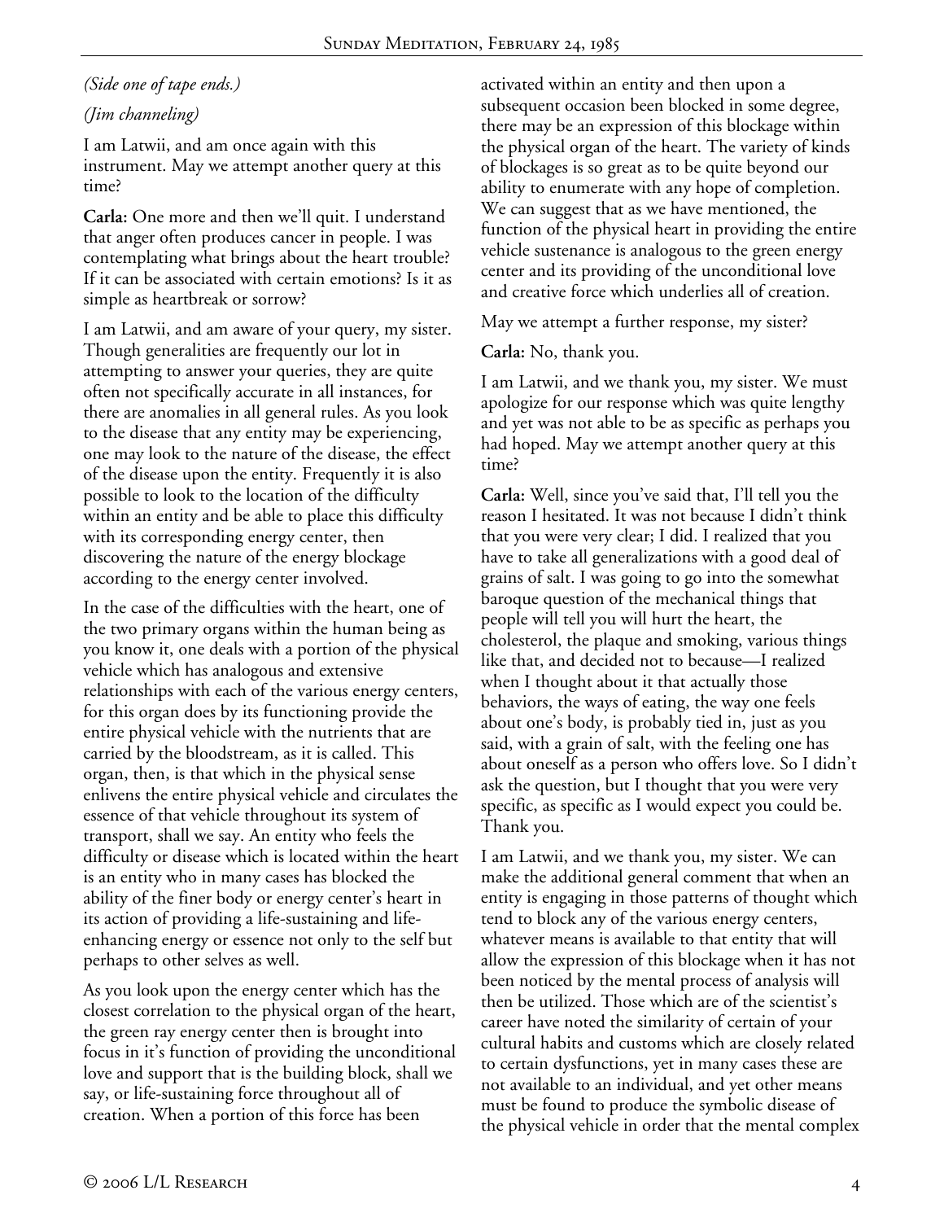*(Side one of tape ends.)*

*(Jim channeling)*

I am Latwii, and am once again with this instrument. May we attempt another query at this time?

**Carla:** One more and then we'll quit. I understand that anger often produces cancer in people. I was contemplating what brings about the heart trouble? If it can be associated with certain emotions? Is it as simple as heartbreak or sorrow?

I am Latwii, and am aware of your query, my sister. Though generalities are frequently our lot in attempting to answer your queries, they are quite often not specifically accurate in all instances, for there are anomalies in all general rules. As you look to the disease that any entity may be experiencing, one may look to the nature of the disease, the effect of the disease upon the entity. Frequently it is also possible to look to the location of the difficulty within an entity and be able to place this difficulty with its corresponding energy center, then discovering the nature of the energy blockage according to the energy center involved.

In the case of the difficulties with the heart, one of the two primary organs within the human being as you know it, one deals with a portion of the physical vehicle which has analogous and extensive relationships with each of the various energy centers, for this organ does by its functioning provide the entire physical vehicle with the nutrients that are carried by the bloodstream, as it is called. This organ, then, is that which in the physical sense enlivens the entire physical vehicle and circulates the essence of that vehicle throughout its system of transport, shall we say. An entity who feels the difficulty or disease which is located within the heart is an entity who in many cases has blocked the ability of the finer body or energy center's heart in its action of providing a life-sustaining and life-enhancing energy or essence not only to the self but perhaps to other selves as well.

As you look upon the energy center which has the closest correlation to the physical organ of the heart, the green ray energy center then is brought into focus in it's function of providing the unconditional love and support that is the building block, shall we say, or life-sustaining force throughout all of creation. When a portion of this force has been activated within an entity and then upon a subsequent occasion been blocked in some degree, there may be an expression of this blockage within the physical organ of the heart. The variety of kinds of blockages is so great as to be quite beyond our ability to enumerate with any hope of completion. We can suggest that as we have mentioned, the function of the physical heart in providing the entire vehicle sustenance is analogous to the green energy center and its providing of the unconditional love and creative force which underlies all of creation.

May we attempt a further response, my sister?

**Carla:** No, thank you.

I am Latwii, and we thank you, my sister. We must apologize for our response which was quite lengthy and yet was not able to be as specific as perhaps you had hoped. May we attempt another query at this time?

**Carla:** Well, since you've said that, I'll tell you the reason I hesitated. It was not because I didn't think that you were very clear; I did. I realized that you have to take all generalizations with a good deal of grains of salt. I was going to go into the somewhat baroque question of the mechanical things that people will tell you will hurt the heart, the cholesterol, the plaque and smoking, various things like that, and decided not to because—I realized when I thought about it that actually those behaviors, the ways of eating, the way one feels about one's body, is probably tied in, just as you said, with a grain of salt, with the feeling one has about oneself as a person who offers love. So I didn't ask the question, but I thought that you were very specific, as specific as I would expect you could be. Thank you.

I am Latwii, and we thank you, my sister. We can make the additional general comment that when an entity is engaging in those patterns of thought which tend to block any of the various energy centers, whatever means is available to that entity that will allow the expression of this blockage when it has not been noticed by the mental process of analysis will then be utilized. Those which are of the scientist's career have noted the similarity of certain of your cultural habits and customs which are closely related to certain dysfunctions, yet in many cases these are not available to an individual, and yet other means must be found to produce the symbolic disease of the physical vehicle in order that the mental complex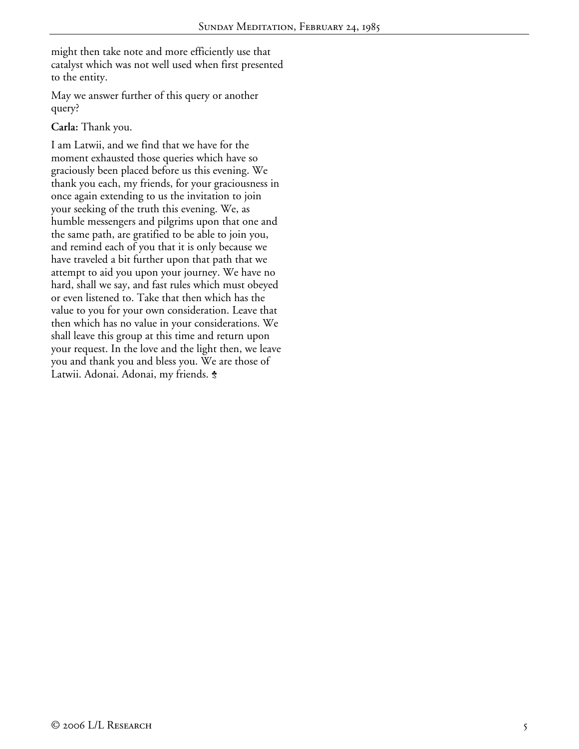might then take note and more efficiently use that catalyst which was not well used when first presented to the entity.

May we answer further of this query or another query?

**Carla:** Thank you.

I am Latwii, and we find that we have for the moment exhausted those queries which have so graciously been placed before us this evening. We thank you each, my friends, for your graciousness in once again extending to us the invitation to join your seeking of the truth this evening. We, as humble messengers and pilgrims upon that one and the same path, are gratified to be able to join you, and remind each of you that it is only because we have traveled a bit further upon that path that we attempt to aid you upon your journey. We have no hard, shall we say, and fast rules which must obeyed or even listened to. Take that then which has the value to you for your own consideration. Leave that then which has no value in your considerations. We shall leave this group at this time and return upon your request. In the love and the light then, we leave you and thank you and bless you. We are those of Latwii. Adonai. Adonai, my friends.